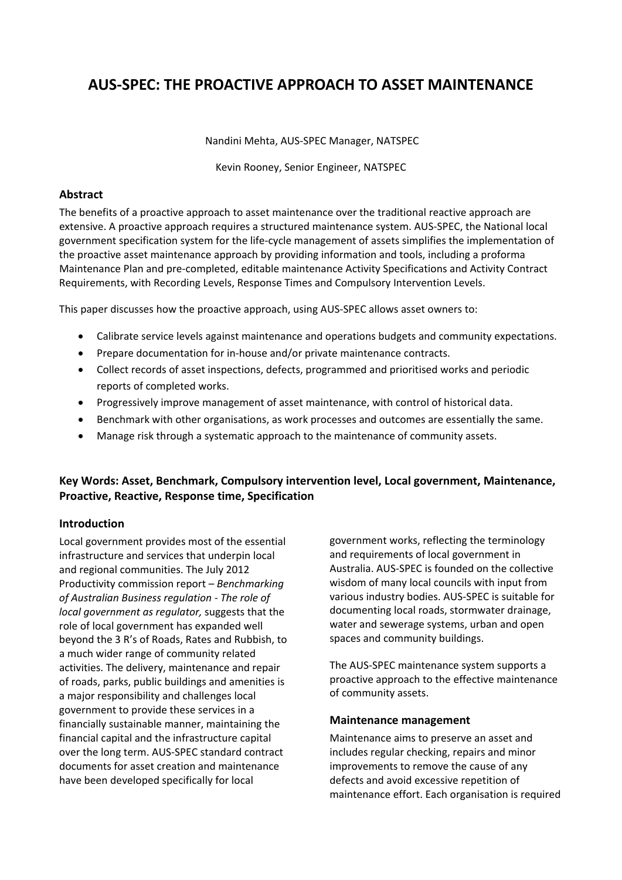# AUS-SPEC: THE PROACTIVE APPROACH TO ASSET MAINTENANCE

Nandini Mehta, AUS-SPEC Manager, NATSPEC

Kevin Rooney, Senior Engineer, NATSPEC

## Abstract

The benefits of a proactive approach to asset maintenance over the traditional reactive approach are extensive. A proactive approach requires a structured maintenance system. AUS-SPEC, the National local government specification system for the life-cycle management of assets simplifies the implementation of the proactive asset maintenance approach by providing information and tools, including a proforma Maintenance Plan and pre-completed, editable maintenance Activity Specifications and Activity Contract Requirements, with Recording Levels, Response Times and Compulsory Intervention Levels.

This paper discusses how the proactive approach, using AUS-SPEC allows asset owners to:

- Calibrate service levels against maintenance and operations budgets and community expectations.
- Prepare documentation for in-house and/or private maintenance contracts.
- Collect records of asset inspections, defects, programmed and prioritised works and periodic reports of completed works.
- Progressively improve management of asset maintenance, with control of historical data.
- Benchmark with other organisations, as work processes and outcomes are essentially the same.
- Manage risk through a systematic approach to the maintenance of community assets.

**Key Words: Asset, Benchmark, Compulsory intervention level, Local government, Maintenance, Proactive, Reactive, Response time, Specification**

## Introduction

Local government provides most of the essential infrastructure and services that underpin local and regional communities. The July 2012 Productivity commission report – *Benchmarking of Australian Business regulation - The role of local government as regulator,* suggests that the role of local government has expanded well beyond the 3 R's of Roads, Rates and Rubbish, to a much wider range of community related activities. The delivery, maintenance and repair of roads, parks, public buildings and amenities is a major responsibility and challenges local government to provide these services in a financially sustainable manner, maintaining the financial capital and the infrastructure capital over the long term. AUS-SPEC standard contract documents for asset creation and maintenance have been developed specifically for local government works, reflecting the terminology and requirements of local government in Australia. AUS-SPEC is founded on the collective wisdom of many local councils with input from various industry bodies. AUS-SPEC is suitable for documenting local roads, stormwater drainage, water and sewerage systems, urban and open spaces and community buildings.

The AUS-SPEC maintenance system supports a proactive approach to the effective maintenance of community assets.

### Maintenance management

Maintenance aims to preserve an asset and includes regular checking, repairs and minor improvements to remove the cause of any defects and avoid excessive repetition of maintenance effort. Each organisation is required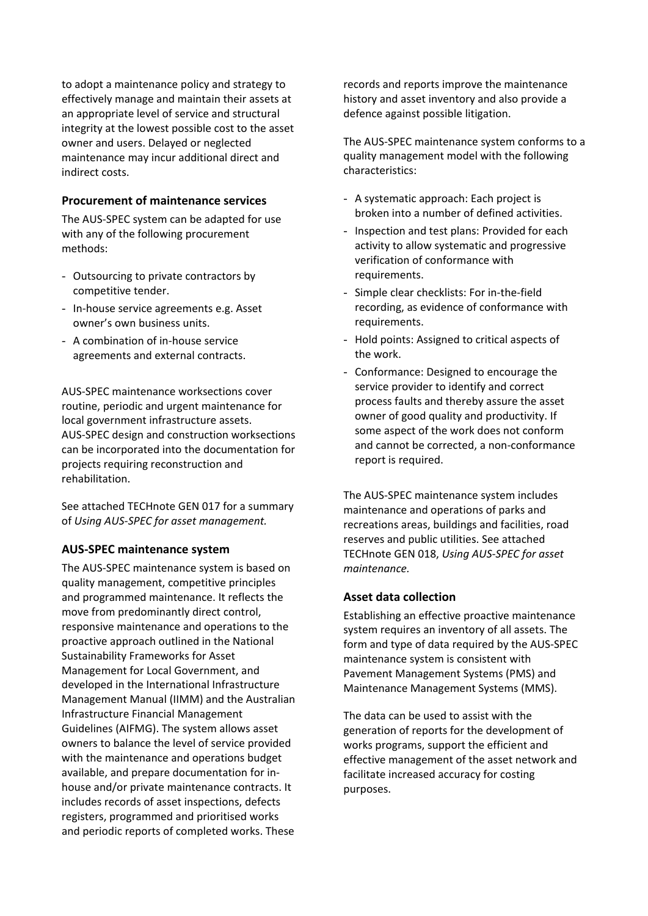to adopt a maintenance policy and strategy to effectively manage and maintain their assets at an appropriate level of service and structural integrity at the lowest possible cost to the asset owner and users. Delayed or neglected maintenance may incur additional direct and indirect costs.

### Procurement of maintenance services

The AUS-SPEC system can be adapted for use with any of the following procurement methods:

- Outsourcing to private contractors by competitive tender.
- In-house service agreements e.g. Asset owner's own business units.
- A combination of in-house service agreements and external contracts.

AUS-SPEC maintenance worksections cover routine, periodic and urgent maintenance for local government infrastructure assets. AUS-SPEC design and construction worksections can be incorporated into the documentation for projects requiring reconstruction and rehabilitation.

See attached TECHnote GEN 017 for a summary of *Using AUS-SPEC for asset management.*

### AUS-SPEC maintenance system

The AUS-SPEC maintenance system is based on quality management, competitive principles and programmed maintenance. It reflects the move from predominantly direct control, responsive maintenance and operations to the proactive approach outlined in the National Sustainability Frameworks for Asset Management for Local Government, and developed in the International Infrastructure Management Manual (IIMM) and the Australian Infrastructure Financial Management Guidelines (AIFMG). The system allows asset owners to balance the level of service provided with the maintenance and operations budget available, and prepare documentation for in-house and/or private maintenance contracts. It includes records of asset inspections, defects registers, programmed and prioritised works and periodic reports of completed works. These records and reports improve the maintenance history and asset inventory and also provide a defence against possible litigation.

The AUS-SPEC maintenance system conforms to a quality management model with the following characteristics:

- A systematic approach: Each project is broken into a number of defined activities.
- Inspection and test plans: Provided for each activity to allow systematic and progressive verification of conformance with requirements.
- Simple clear checklists: For in-the-field recording, as evidence of conformance with requirements.
- Hold points: Assigned to critical aspects of the work.
- Conformance: Designed to encourage the service provider to identify and correct process faults and thereby assure the asset owner of good quality and productivity. If some aspect of the work does not conform and cannot be corrected, a non-conformance report is required.

The AUS-SPEC maintenance system includes maintenance and operations of parks and recreations areas, buildings and facilities, road reserves and public utilities. See attached TECHnote GEN 018, *Using AUS-SPEC for asset maintenance.*

### Asset data collection

Establishing an effective proactive maintenance system requires an inventory of all assets. The form and type of data required by the AUS-SPEC maintenance system is consistent with Pavement Management Systems (PMS) and Maintenance Management Systems (MMS).

The data can be used to assist with the generation of reports for the development of works programs, support the efficient and effective management of the asset network and facilitate increased accuracy for costing purposes.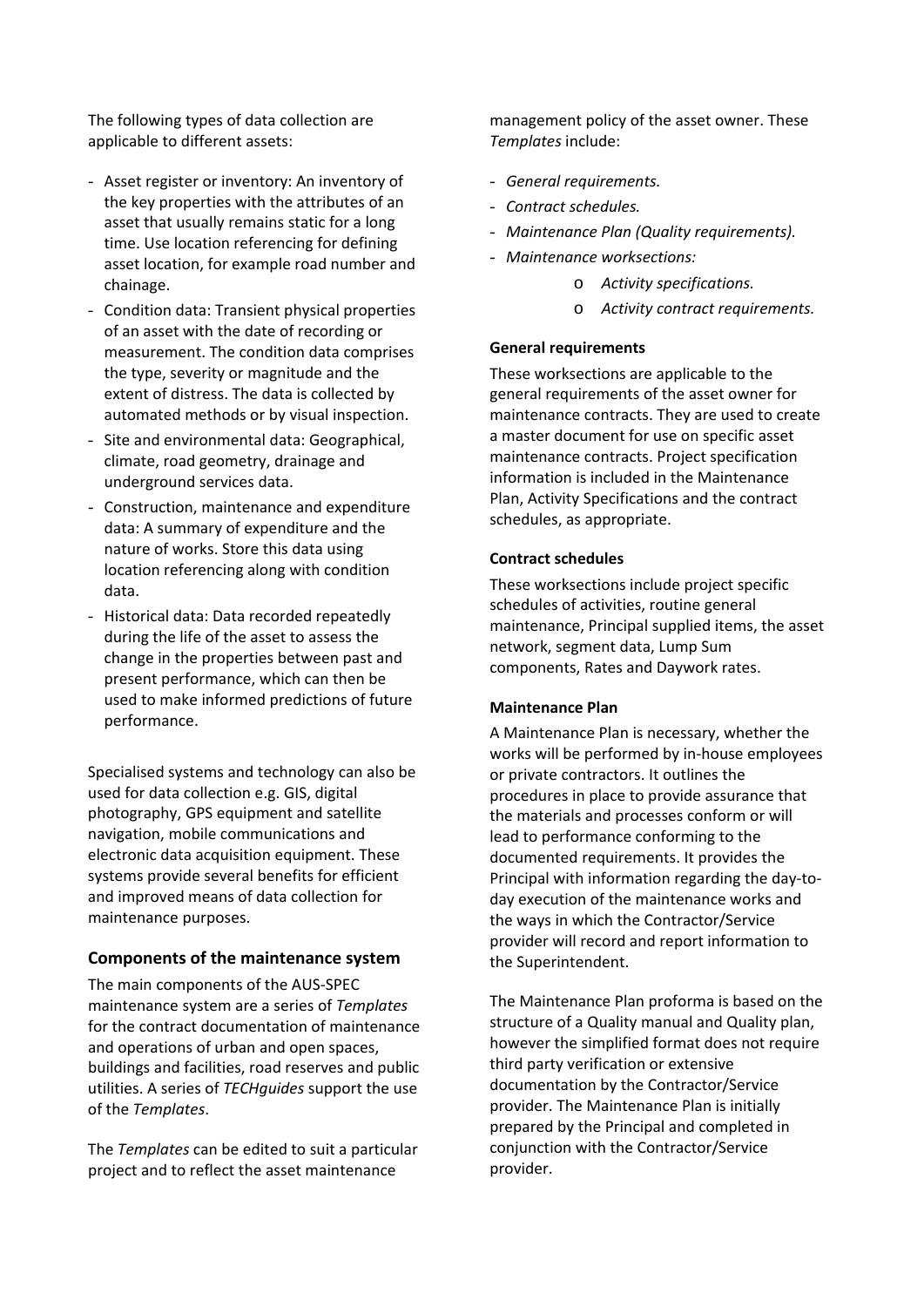The following types of data collection are applicable to different assets:

- Asset register or inventory: An inventory of the key properties with the attributes of an asset that usually remains static for a long time. Use location referencing for defining asset location, for example road number and chainage.
- Condition data: Transient physical properties of an asset with the date of recording or measurement. The condition data comprises the type, severity or magnitude and the extent of distress. The data is collected by automated methods or by visual inspection.
- Site and environmental data: Geographical, climate, road geometry, drainage and underground services data.
- Construction, maintenance and expenditure data: A summary of expenditure and the nature of works. Store this data using location referencing along with condition data.
- Historical data: Data recorded repeatedly during the life of the asset to assess the change in the properties between past and present performance, which can then be used to make informed predictions of future performance.

Specialised systems and technology can also be used for data collection e.g. GIS, digital photography, GPS equipment and satellite navigation, mobile communications and electronic data acquisition equipment. These systems provide several benefits for efficient and improved means of data collection for maintenance purposes.

## Components of the maintenance system

The main components of the AUS-SPEC maintenance system are a series of *Templates* for the contract documentation of maintenance and operations of urban and open spaces, buildings and facilities, road reserves and public utilities. A series of *TECHguides* support the use of the *Templates*.

The *Templates* can be edited to suit a particular project and to reflect the asset maintenance management policy of the asset owner. These *Templates* include:

- *General requirements.*
- *Contract schedules.*
- *Maintenance Plan (Quality requirements).*
- *Maintenance worksections:*
    - *Activity specifications.*
    - *Activity contract requirements.*

### General requirements

These worksections are applicable to the general requirements of the asset owner for maintenance contracts. They are used to create a master document for use on specific asset maintenance contracts. Project specification information is included in the Maintenance Plan, Activity Specifications and the contract schedules, as appropriate.

### Contract schedules

These worksections include project specific schedules of activities, routine general maintenance, Principal supplied items, the asset network, segment data, Lump Sum components, Rates and Daywork rates.

### Maintenance Plan

A Maintenance Plan is necessary, whether the works will be performed by in-house employees or private contractors. It outlines the procedures in place to provide assurance that the materials and processes conform or will lead to performance conforming to the documented requirements. It provides the Principal with information regarding the day-to-day execution of the maintenance works and the ways in which the Contractor/Service provider will record and report information to the Superintendent.

The Maintenance Plan proforma is based on the structure of a Quality manual and Quality plan, however the simplified format does not require third party verification or extensive documentation by the Contractor/Service provider. The Maintenance Plan is initially prepared by the Principal and completed in conjunction with the Contractor/Service provider.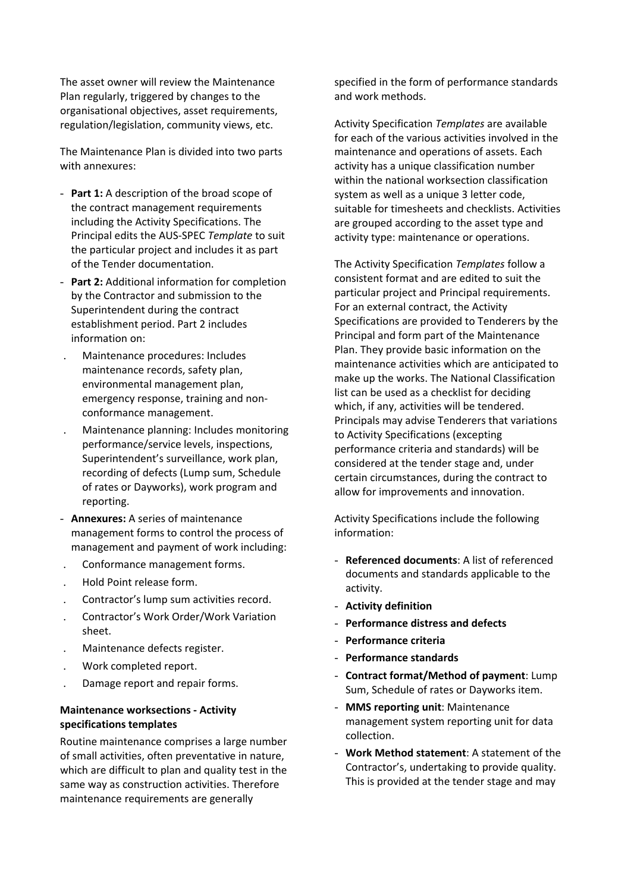The asset owner will review the Maintenance Plan regularly, triggered by changes to the organisational objectives, asset requirements, regulation/legislation, community views, etc.

The Maintenance Plan is divided into two parts with annexures:

- **Part 1:** A description of the broad scope of the contract management requirements including the Activity Specifications. The Principal edits the AUS-SPEC *Template* to suit the particular project and includes it as part of the Tender documentation.
- **Part 2:** Additional information for completion by the Contractor and submission to the Superintendent during the contract establishment period. Part 2 includes information on:
  - Maintenance procedures: Includes maintenance records, safety plan, environmental management plan, emergency response, training and non-conformance management.
  - Maintenance planning: Includes monitoring performance/service levels, inspections, Superintendent's surveillance, work plan, recording of defects (Lump sum, Schedule of rates or Dayworks), work program and reporting.
- **Annexures:** A series of maintenance management forms to control the process of management and payment of work including:
  - Conformance management forms.
  - Hold Point release form.
  - Contractor's lump sum activities record.
  - Contractor's Work Order/Work Variation sheet.
  - Maintenance defects register.
  - Work completed report.
  - Damage report and repair forms.

**Maintenance worksections - Activity specifications templates**

Routine maintenance comprises a large number of small activities, often preventative in nature, which are difficult to plan and quality test in the same way as construction activities. Therefore maintenance requirements are generally specified in the form of performance standards and work methods.

Activity Specification *Templates* are available for each of the various activities involved in the maintenance and operations of assets. Each activity has a unique classification number within the national worksection classification system as well as a unique 3 letter code, suitable for timesheets and checklists. Activities are grouped according to the asset type and activity type: maintenance or operations.

The Activity Specification *Templates* follow a consistent format and are edited to suit the particular project and Principal requirements. For an external contract, the Activity Specifications are provided to Tenderers by the Principal and form part of the Maintenance Plan. They provide basic information on the maintenance activities which are anticipated to make up the works. The National Classification list can be used as a checklist for deciding which, if any, activities will be tendered. Principals may advise Tenderers that variations to Activity Specifications (excepting performance criteria and standards) will be considered at the tender stage and, under certain circumstances, during the contract to allow for improvements and innovation.

Activity Specifications include the following information:

- **Referenced documents**: A list of referenced documents and standards applicable to the activity.
- **Activity definition**
- **Performance distress and defects**
- **Performance criteria**
- **Performance standards**
- **Contract format/Method of payment**: Lump Sum, Schedule of rates or Dayworks item.
- **MMS reporting unit**: Maintenance management system reporting unit for data collection.
- **Work Method statement**: A statement of the Contractor's, undertaking to provide quality. This is provided at the tender stage and may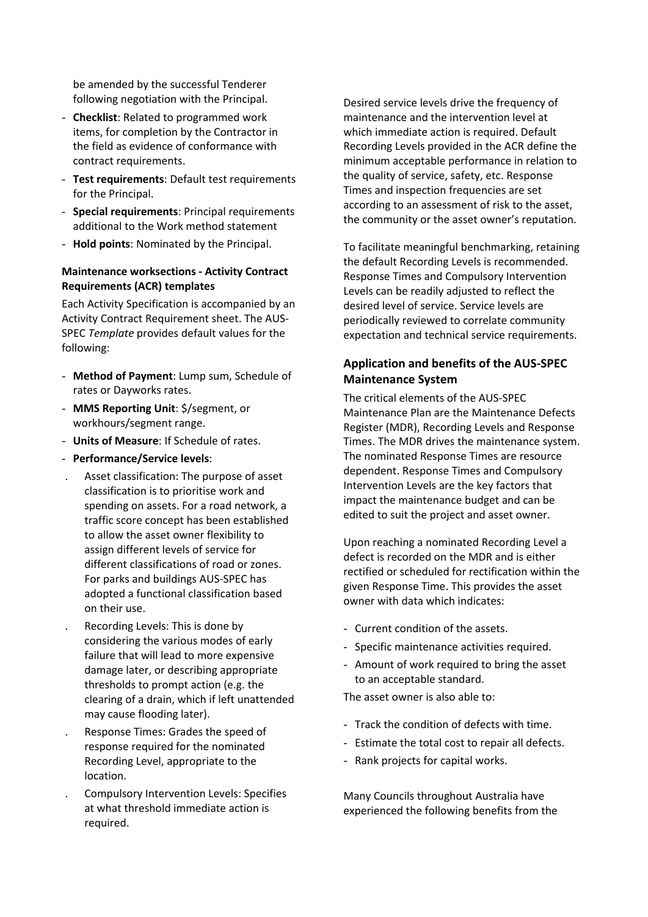be amended by the successful Tenderer following negotiation with the Principal.

- **Checklist**: Related to programmed work items, for completion by the Contractor in the field as evidence of conformance with contract requirements.
- **Test requirements**: Default test requirements for the Principal.
- **Special requirements**: Principal requirements additional to the Work method statement
- **Hold points**: Nominated by the Principal.

**Maintenance worksections - Activity Contract Requirements (ACR) templates**

Each Activity Specification is accompanied by an Activity Contract Requirement sheet. The AUS-SPEC *Template* provides default values for the following:

- **Method of Payment**: Lump sum, Schedule of rates or Dayworks rates.
- **MMS Reporting Unit**: $/segment, or workhours/segment range.
- **Units of Measure**: If Schedule of rates.
- **Performance/Service levels**:
  - Asset classification: The purpose of asset classification is to prioritise work and spending on assets. For a road network, a traffic score concept has been established to allow the asset owner flexibility to assign different levels of service for different classifications of road or zones. For parks and buildings AUS-SPEC has adopted a functional classification based on their use.
  - Recording Levels: This is done by considering the various modes of early failure that will lead to more expensive damage later, or describing appropriate thresholds to prompt action (e.g. the clearing of a drain, which if left unattended may cause flooding later).
  - Response Times: Grades the speed of response required for the nominated Recording Level, appropriate to the location.
  - Compulsory Intervention Levels: Specifies at what threshold immediate action is required.

Desired service levels drive the frequency of maintenance and the intervention level at which immediate action is required. Default Recording Levels provided in the ACR define the minimum acceptable performance in relation to the quality of service, safety, etc. Response Times and inspection frequencies are set according to an assessment of risk to the asset, the community or the asset owner's reputation.

To facilitate meaningful benchmarking, retaining the default Recording Levels is recommended. Response Times and Compulsory Intervention Levels can be readily adjusted to reflect the desired level of service. Service levels are periodically reviewed to correlate community expectation and technical service requirements.

## Application and benefits of the AUS-SPEC Maintenance System

The critical elements of the AUS-SPEC Maintenance Plan are the Maintenance Defects Register (MDR), Recording Levels and Response Times. The MDR drives the maintenance system. The nominated Response Times are resource dependent. Response Times and Compulsory Intervention Levels are the key factors that impact the maintenance budget and can be edited to suit the project and asset owner.

Upon reaching a nominated Recording Level a defect is recorded on the MDR and is either rectified or scheduled for rectification within the given Response Time. This provides the asset owner with data which indicates:

- Current condition of the assets.
- Specific maintenance activities required.
- Amount of work required to bring the asset to an acceptable standard.

The asset owner is also able to:

- Track the condition of defects with time.
- Estimate the total cost to repair all defects.
- Rank projects for capital works.

Many Councils throughout Australia have experienced the following benefits from the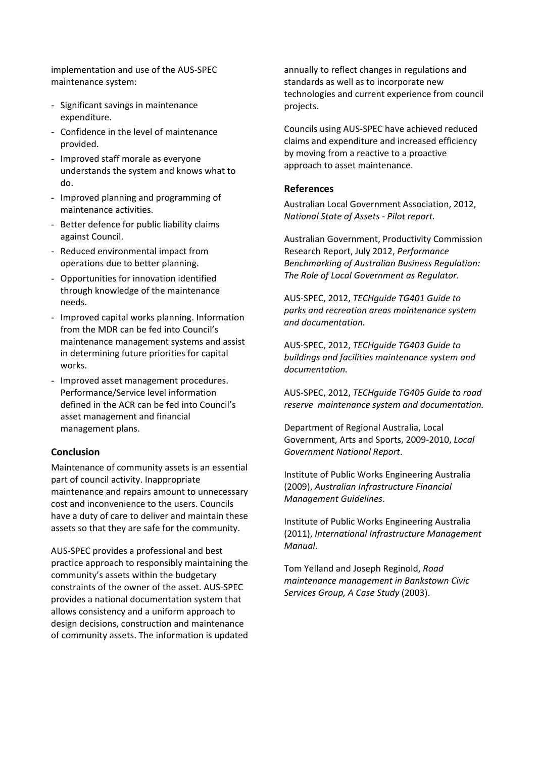implementation and use of the AUS-SPEC maintenance system:

- Significant savings in maintenance expenditure.
- Confidence in the level of maintenance provided.
- Improved staff morale as everyone understands the system and knows what to do.
- Improved planning and programming of maintenance activities.
- Better defence for public liability claims against Council.
- Reduced environmental impact from operations due to better planning.
- Opportunities for innovation identified through knowledge of the maintenance needs.
- Improved capital works planning. Information from the MDR can be fed into Council's maintenance management systems and assist in determining future priorities for capital works.
- Improved asset management procedures. Performance/Service level information defined in the ACR can be fed into Council's asset management and financial management plans.

## Conclusion

Maintenance of community assets is an essential part of council activity. Inappropriate maintenance and repairs amount to unnecessary cost and inconvenience to the users. Councils have a duty of care to deliver and maintain these assets so that they are safe for the community.

AUS-SPEC provides a professional and best practice approach to responsibly maintaining the community's assets within the budgetary constraints of the owner of the asset. AUS-SPEC provides a national documentation system that allows consistency and a uniform approach to design decisions, construction and maintenance of community assets. The information is updated annually to reflect changes in regulations and standards as well as to incorporate new technologies and current experience from council projects.

Councils using AUS-SPEC have achieved reduced claims and expenditure and increased efficiency by moving from a reactive to a proactive approach to asset maintenance.

## References

Australian Local Government Association, 2012, *National State of Assets - Pilot report.*

Australian Government, Productivity Commission Research Report, July 2012, *Performance Benchmarking of Australian Business Regulation: The Role of Local Government as Regulator*.

AUS-SPEC, 2012, *TECHguide TG401 Guide to parks and recreation areas maintenance system and documentation.*

AUS-SPEC, 2012, *TECHguide TG403 Guide to buildings and facilities maintenance system and documentation.*

AUS-SPEC, 2012, *TECHguide TG405 Guide to road reserve maintenance system and documentation.*

Department of Regional Australia, Local Government, Arts and Sports, 2009-2010, *Local Government National Report*.

Institute of Public Works Engineering Australia (2009), *Australian Infrastructure Financial Management Guidelines*.

Institute of Public Works Engineering Australia (2011), *International Infrastructure Management Manual*.

Tom Yelland and Joseph Reginold, *Road maintenance management in Bankstown Civic Services Group, A Case Study* (2003).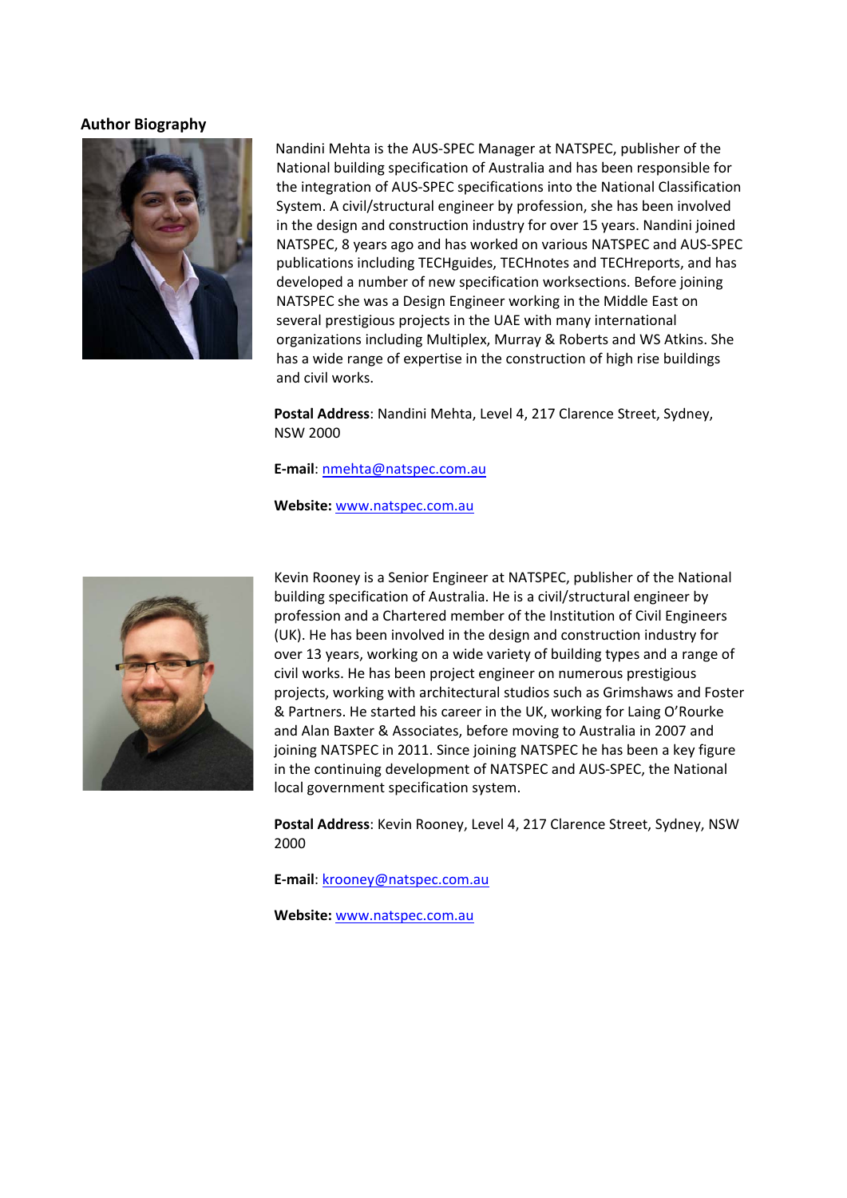**Author Biography**

Nandini Mehta is the AUS-SPEC Manager at NATSPEC, publisher of the National building specification of Australia and has been responsible for the integration of AUS-SPEC specifications into the National Classification System. A civil/structural engineer by profession, she has been involved in the design and construction industry for over 15 years. Nandini joined NATSPEC, 8 years ago and has worked on various NATSPEC and AUS-SPEC publications including TECHguides, TECHnotes and TECHreports, and has developed a number of new specification worksections. Before joining NATSPEC she was a Design Engineer working in the Middle East on several prestigious projects in the UAE with many international organizations including Multiplex, Murray & Roberts and WS Atkins. She has a wide range of expertise in the construction of high rise buildings and civil works.

**Postal Address**: Nandini Mehta, Level 4, 217 Clarence Street, Sydney, NSW 2000

**E-mail**: nmehta@natspec.com.au

**Website:** www.natspec.com.au

Kevin Rooney is a Senior Engineer at NATSPEC, publisher of the National building specification of Australia. He is a civil/structural engineer by profession and a Chartered member of the Institution of Civil Engineers (UK). He has been involved in the design and construction industry for over 13 years, working on a wide variety of building types and a range of civil works. He has been project engineer on numerous prestigious projects, working with architectural studios such as Grimshaws and Foster & Partners. He started his career in the UK, working for Laing O'Rourke and Alan Baxter & Associates, before moving to Australia in 2007 and joining NATSPEC in 2011. Since joining NATSPEC he has been a key figure in the continuing development of NATSPEC and AUS-SPEC, the National local government specification system.

**Postal Address**: Kevin Rooney, Level 4, 217 Clarence Street, Sydney, NSW 2000

**E-mail**: krooney@natspec.com.au

**Website:** www.natspec.com.au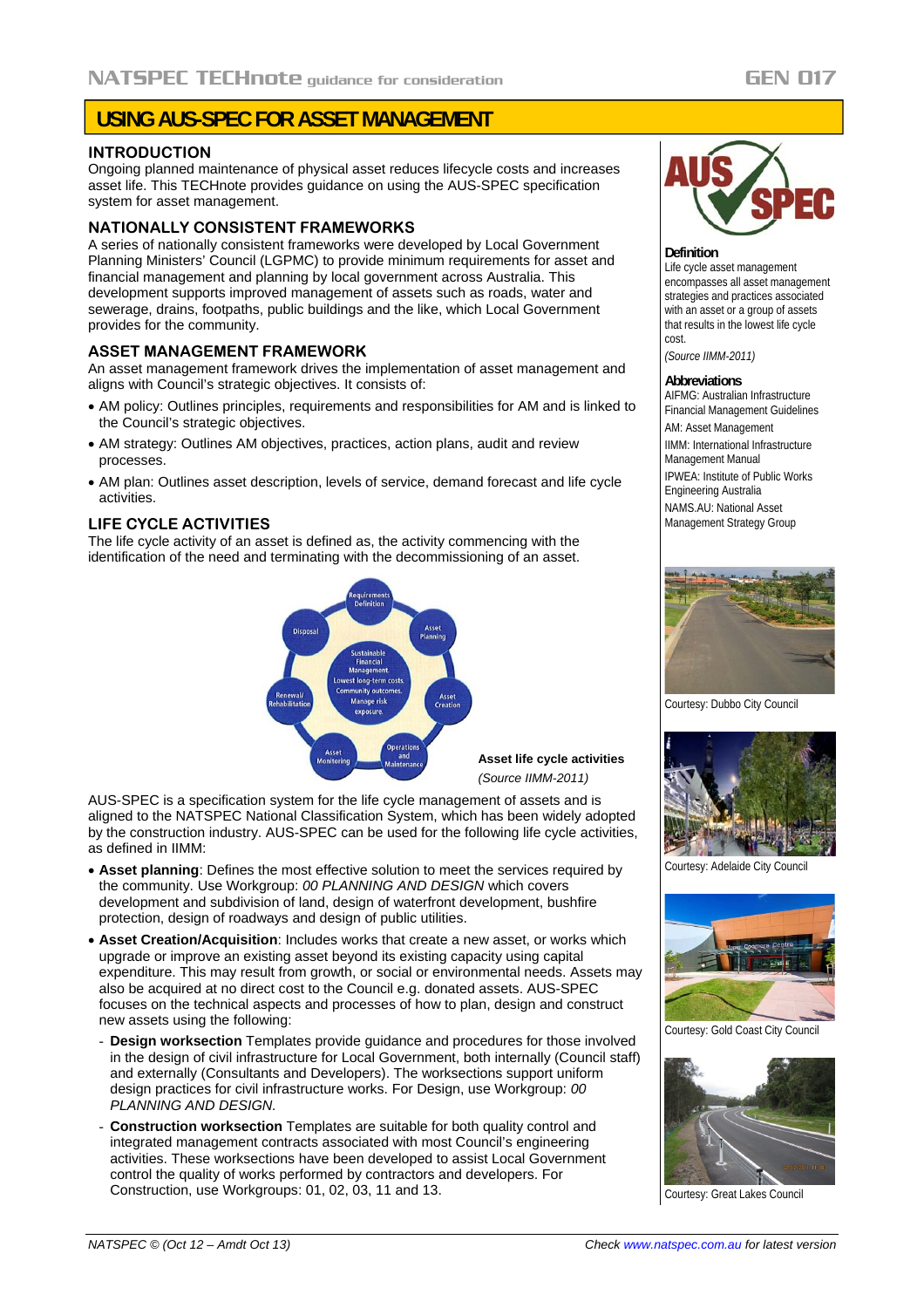# USING AUS-SPEC FOR ASSET MANAGEMENT

## INTRODUCTION

Ongoing planned maintenance of physical asset reduces lifecycle costs and increases asset life. This TECHnote provides guidance on using the AUS-SPEC specification system for asset management.

## NATIONALLY CONSISTENT FRAMEWORKS

A series of nationally consistent frameworks were developed by Local Government Planning Ministers' Council (LGPMC) to provide minimum requirements for asset and financial management and planning by local government across Australia. This development supports improved management of assets such as roads, water and sewerage, drains, footpaths, public buildings and the like, which Local Government provides for the community.

## ASSET MANAGEMENT FRAMEWORK

An asset management framework drives the implementation of asset management and aligns with Council's strategic objectives. It consists of:

- AM policy: Outlines principles, requirements and responsibilities for AM and is linked to the Council's strategic objectives.
- AM strategy: Outlines AM objectives, practices, action plans, audit and review processes.
- AM plan: Outlines asset description, levels of service, demand forecast and life cycle activities.

## LIFE CYCLE ACTIVITIES

The life cycle activity of an asset is defined as, the activity commencing with the identification of the need and terminating with the decommissioning of an asset.

Requirements Definition — Asset Planning — Asset Creation — Operations and Maintenance — Asset Monitoring — Renewal/Rehabilitation — Disposal

Sustainable Financial Management. Lowest long-term costs. Community outcomes. Manage risk exposure.

**Asset life cycle activities**
*(Source IIMM-2011)*

AUS-SPEC is a specification system for the life cycle management of assets and is aligned to the NATSPEC National Classification System, which has been widely adopted by the construction industry. AUS-SPEC can be used for the following life cycle activities, as defined in IIMM:

- **Asset planning**: Defines the most effective solution to meet the services required by the community. Use Workgroup: *00 PLANNING AND DESIGN* which covers development and subdivision of land, design of waterfront development, bushfire protection, design of roadways and design of public utilities.
- **Asset Creation/Acquisition**: Includes works that create a new asset, or works which upgrade or improve an existing asset beyond its existing capacity using capital expenditure. This may result from growth, or social or environmental needs. Assets may also be acquired at no direct cost to the Council e.g. donated assets. AUS-SPEC focuses on the technical aspects and processes of how to plan, design and construct new assets using the following:
  - **Design worksection** Templates provide guidance and procedures for those involved in the design of civil infrastructure for Local Government, both internally (Council staff) and externally (Consultants and Developers). The worksections support uniform design practices for civil infrastructure works. For Design, use Workgroup: *00 PLANNING AND DESIGN.*
  - **Construction worksection** Templates are suitable for both quality control and integrated management contracts associated with most Council's engineering activities. These worksections have been developed to assist Local Government control the quality of works performed by contractors and developers. For Construction, use Workgroups: 01, 02, 03, 11 and 13.

AUS SPEC

**Definition**

Life cycle asset management encompasses all asset management strategies and practices associated with an asset or a group of assets that results in the lowest life cycle cost.

*(Source IIMM-2011)*

**Abbreviations**

AIFMG: Australian Infrastructure Financial Management Guidelines

AM: Asset Management

IIMM: International Infrastructure Management Manual

IPWEA: Institute of Public Works Engineering Australia

NAMS.AU: National Asset Management Strategy Group

Courtesy: Dubbo City Council

Courtesy: Adelaide City Council

Courtesy: Gold Coast City Council

Courtesy: Great Lakes Council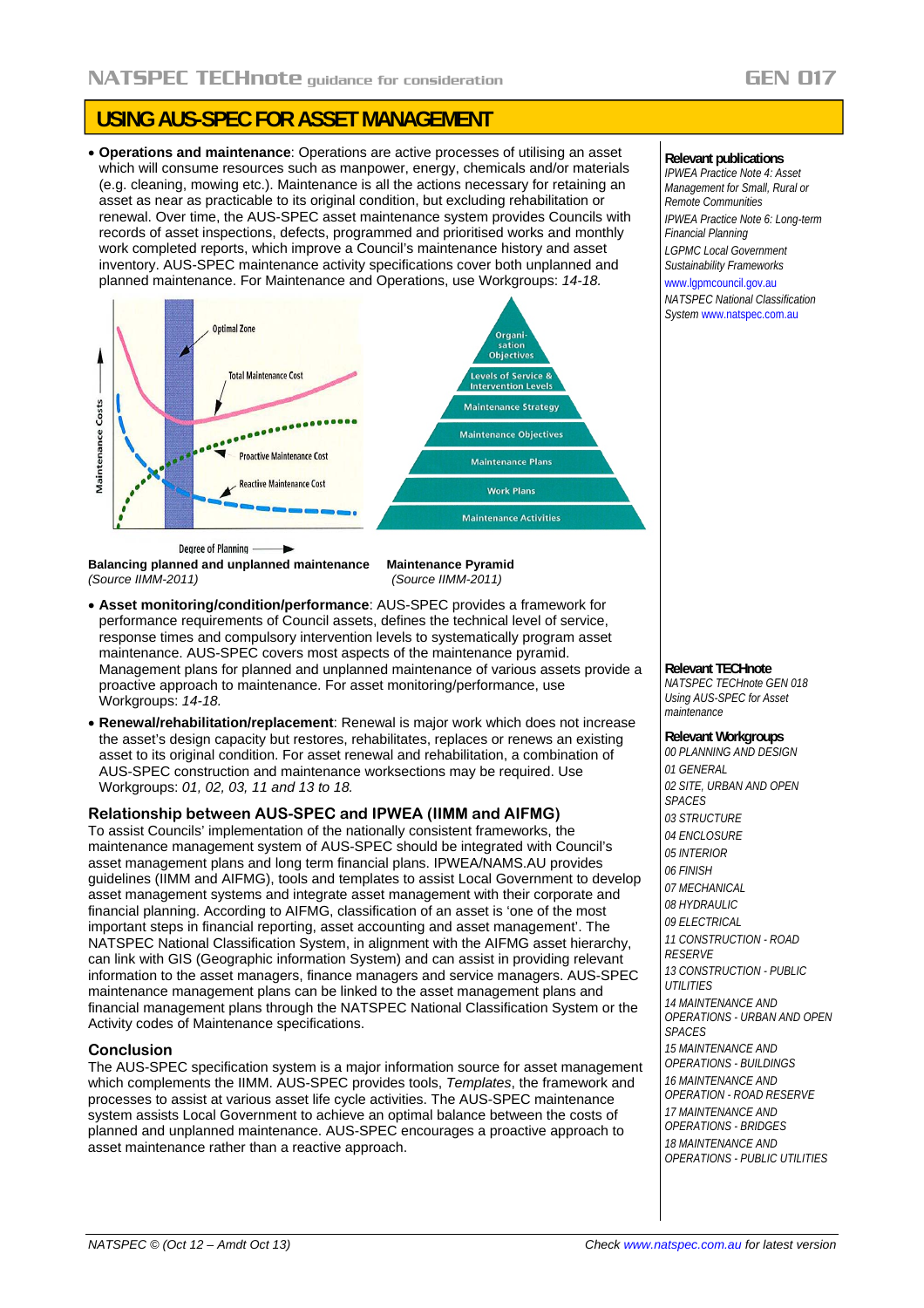# USING AUS-SPEC FOR ASSET MANAGEMENT

- **Operations and maintenance**: Operations are active processes of utilising an asset which will consume resources such as manpower, energy, chemicals and/or materials (e.g. cleaning, mowing etc.). Maintenance is all the actions necessary for retaining an asset as near as practicable to its original condition, but excluding rehabilitation or renewal. Over time, the AUS-SPEC asset maintenance system provides Councils with records of asset inspections, defects, programmed and prioritised works and monthly work completed reports, which improve a Council's maintenance history and asset inventory. AUS-SPEC maintenance activity specifications cover both unplanned and planned maintenance. For Maintenance and Operations, use Workgroups: *14-18.*

**Balancing planned and unplanned maintenance**
*(Source IIMM-2011)*

**Maintenance Pyramid**
*(Source IIMM-2011)*

- **Asset monitoring/condition/performance**: AUS-SPEC provides a framework for performance requirements of Council assets, defines the technical level of service, response times and compulsory intervention levels to systematically program asset maintenance. AUS-SPEC covers most aspects of the maintenance pyramid. Management plans for planned and unplanned maintenance of various assets provide a proactive approach to maintenance. For asset monitoring/performance, use Workgroups: *14-18.*
- **Renewal/rehabilitation/replacement**: Renewal is major work which does not increase the asset's design capacity but restores, rehabilitates, replaces or renews an existing asset to its original condition. For asset renewal and rehabilitation, a combination of AUS-SPEC construction and maintenance worksections may be required. Use Workgroups: *01, 02, 03, 11 and 13 to 18.*

## Relationship between AUS-SPEC and IPWEA (IIMM and AIFMG)

To assist Councils' implementation of the nationally consistent frameworks, the maintenance management system of AUS-SPEC should be integrated with Council's asset management plans and long term financial plans. IPWEA/NAMS.AU provides guidelines (IIMM and AIFMG), tools and templates to assist Local Government to develop asset management systems and integrate asset management with their corporate and financial planning. According to AIFMG, classification of an asset is 'one of the most important steps in financial reporting, asset accounting and asset management'. The NATSPEC National Classification System, in alignment with the AIFMG asset hierarchy, can link with GIS (Geographic information System) and can assist in providing relevant information to the asset managers, finance managers and service managers. AUS-SPEC maintenance management plans can be linked to the asset management plans and financial management plans through the NATSPEC National Classification System or the Activity codes of Maintenance specifications.

## Conclusion

The AUS-SPEC specification system is a major information source for asset management which complements the IIMM. AUS-SPEC provides tools, *Templates*, the framework and processes to assist at various asset life cycle activities. The AUS-SPEC maintenance system assists Local Government to achieve an optimal balance between the costs of planned and unplanned maintenance. AUS-SPEC encourages a proactive approach to asset maintenance rather than a reactive approach.

**Relevant publications**

*IPWEA Practice Note 4: Asset Management for Small, Rural or Remote Communities*

*IPWEA Practice Note 6: Long-term Financial Planning*

*LGPMC Local Government Sustainability Frameworks*

www.lgpmcouncil.gov.au

*NATSPEC National Classification System* www.natspec.com.au

**Relevant TECHnote**

*NATSPEC TECHnote GEN 018 Using AUS-SPEC for Asset maintenance*

**Relevant Workgroups**

*00 PLANNING AND DESIGN*
*01 GENERAL*
*02 SITE, URBAN AND OPEN SPACES*
*03 STRUCTURE*
*04 ENCLOSURE*
*05 INTERIOR*
*06 FINISH*
*07 MECHANICAL*
*08 HYDRAULIC*
*09 ELECTRICAL*
*11 CONSTRUCTION - ROAD RESERVE*
*13 CONSTRUCTION - PUBLIC UTILITIES*
*14 MAINTENANCE AND OPERATIONS - URBAN AND OPEN SPACES*
*15 MAINTENANCE AND OPERATIONS - BUILDINGS*
*16 MAINTENANCE AND OPERATION - ROAD RESERVE*
*17 MAINTENANCE AND OPERATIONS - BRIDGES*
*18 MAINTENANCE AND OPERATIONS - PUBLIC UTILITIES*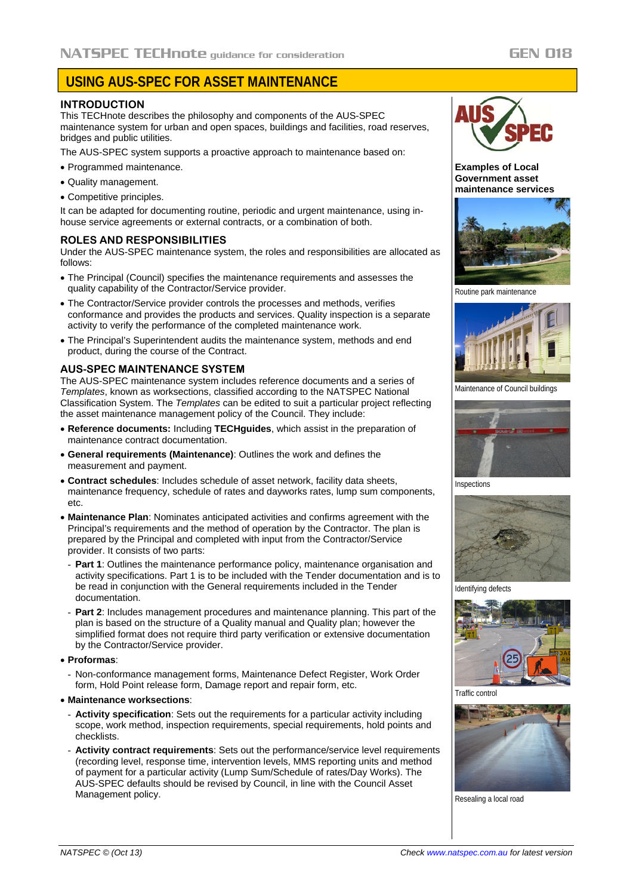# USING AUS-SPEC FOR ASSET MAINTENANCE

## INTRODUCTION

This TECHnote describes the philosophy and components of the AUS-SPEC maintenance system for urban and open spaces, buildings and facilities, road reserves, bridges and public utilities.

The AUS-SPEC system supports a proactive approach to maintenance based on:

- Programmed maintenance.
- Quality management.
- Competitive principles.

It can be adapted for documenting routine, periodic and urgent maintenance, using in-house service agreements or external contracts, or a combination of both.

## ROLES AND RESPONSIBILITIES

Under the AUS-SPEC maintenance system, the roles and responsibilities are allocated as follows:

- The Principal (Council) specifies the maintenance requirements and assesses the quality capability of the Contractor/Service provider.
- The Contractor/Service provider controls the processes and methods, verifies conformance and provides the products and services. Quality inspection is a separate activity to verify the performance of the completed maintenance work.
- The Principal's Superintendent audits the maintenance system, methods and end product, during the course of the Contract.

## AUS-SPEC MAINTENANCE SYSTEM

The AUS-SPEC maintenance system includes reference documents and a series of *Templates*, known as worksections, classified according to the NATSPEC National Classification System. The *Templates* can be edited to suit a particular project reflecting the asset maintenance management policy of the Council. They include:

- **Reference documents:** Including **TECHguides**, which assist in the preparation of maintenance contract documentation.
- **General requirements (Maintenance)**: Outlines the work and defines the measurement and payment.
- **Contract schedules**: Includes schedule of asset network, facility data sheets, maintenance frequency, schedule of rates and dayworks rates, lump sum components, etc.
- **Maintenance Plan**: Nominates anticipated activities and confirms agreement with the Principal's requirements and the method of operation by the Contractor. The plan is prepared by the Principal and completed with input from the Contractor/Service provider. It consists of two parts:
  - **Part 1**: Outlines the maintenance performance policy, maintenance organisation and activity specifications. Part 1 is to be included with the Tender documentation and is to be read in conjunction with the General requirements included in the Tender documentation.
  - **Part 2**: Includes management procedures and maintenance planning. This part of the plan is based on the structure of a Quality manual and Quality plan; however the simplified format does not require third party verification or extensive documentation by the Contractor/Service provider.
- **Proformas**:
  - Non-conformance management forms, Maintenance Defect Register, Work Order form, Hold Point release form, Damage report and repair form, etc.
- **Maintenance worksections**:
  - **Activity specification**: Sets out the requirements for a particular activity including scope, work method, inspection requirements, special requirements, hold points and checklists.
  - **Activity contract requirements**: Sets out the performance/service level requirements (recording level, response time, intervention levels, MMS reporting units and method of payment for a particular activity (Lump Sum/Schedule of rates/Day Works). The AUS-SPEC defaults should be revised by Council, in line with the Council Asset Management policy.

**Examples of Local Government asset maintenance services**

Routine park maintenance

Maintenance of Council buildings

Inspections

Identifying defects

Traffic control

Resealing a local road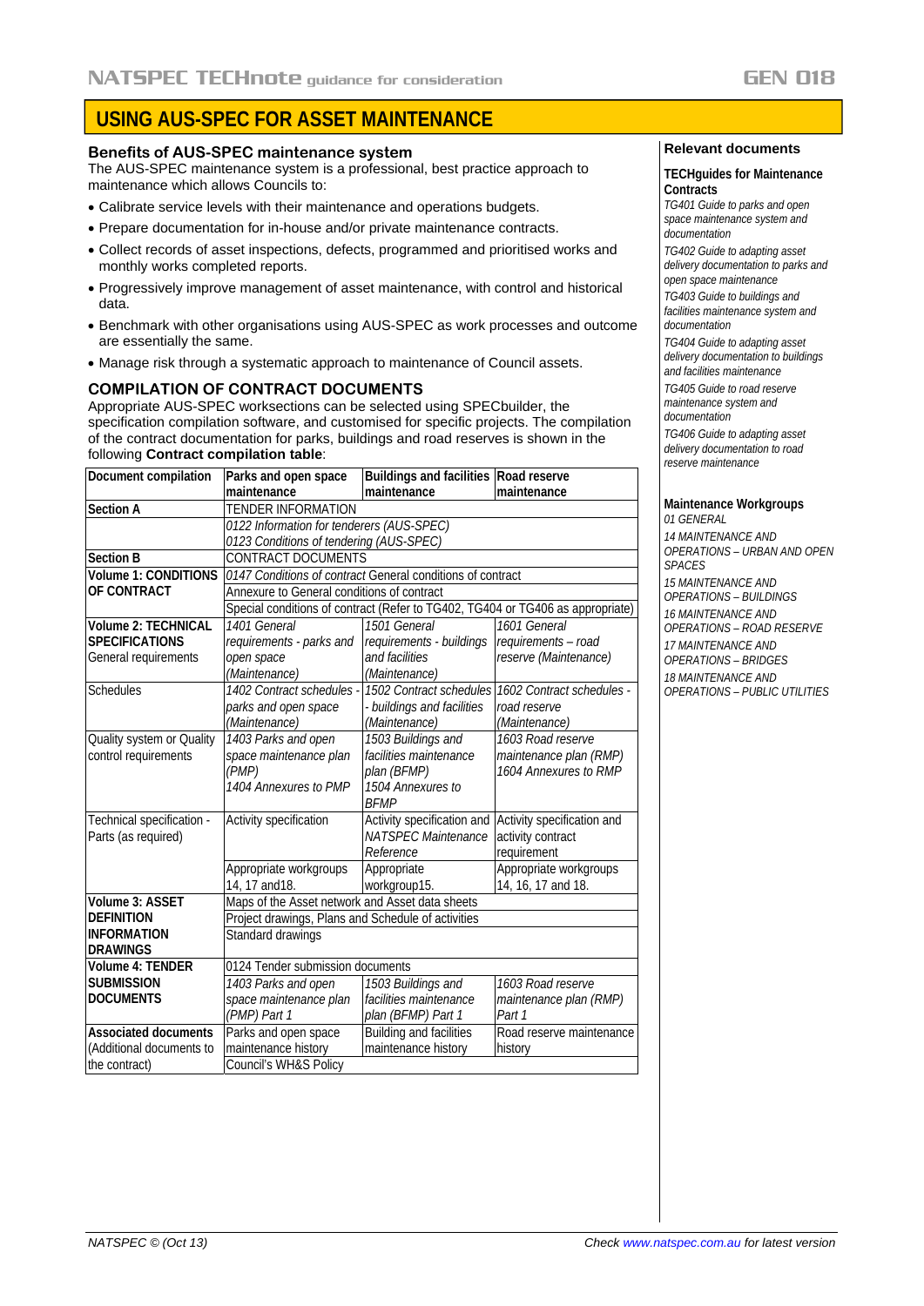# USING AUS-SPEC FOR ASSET MAINTENANCE

### Benefits of AUS-SPEC maintenance system

The AUS-SPEC maintenance system is a professional, best practice approach to maintenance which allows Councils to:

- Calibrate service levels with their maintenance and operations budgets.
- Prepare documentation for in-house and/or private maintenance contracts.
- Collect records of asset inspections, defects, programmed and prioritised works and monthly works completed reports.
- Progressively improve management of asset maintenance, with control and historical data.
- Benchmark with other organisations using AUS-SPEC as work processes and outcome are essentially the same.
- Manage risk through a systematic approach to maintenance of Council assets.

## COMPILATION OF CONTRACT DOCUMENTS

Appropriate AUS-SPEC worksections can be selected using SPECbuilder, the specification compilation software, and customised for specific projects. The compilation of the contract documentation for parks, buildings and road reserves is shown in the following **Contract compilation table**:

| Document compilation | Parks and open space maintenance | Buildings and facilities maintenance | Road reserve maintenance |
|---|---|---|---|
| **Section A** | TENDER INFORMATION | | |
| | *0122 Information for tenderers (AUS-SPEC)* *0123 Conditions of tendering (AUS-SPEC)* | | |
| **Section B** | CONTRACT DOCUMENTS | | |
| **Volume 1: CONDITIONS OF CONTRACT** | *0147 Conditions of contract* General conditions of contract | | |
| | Annexure to General conditions of contract | | |
| | Special conditions of contract (Refer to TG402, TG404 or TG406 as appropriate) | | |
| **Volume 2: TECHNICAL SPECIFICATIONS** General requirements | *1401 General requirements - parks and open space (Maintenance)* | *1501 General requirements - buildings and facilities (Maintenance)* | *1601 General requirements – road reserve (Maintenance)* |
| Schedules | *1402 Contract schedules - parks and open space (Maintenance)* | *1502 Contract schedules - buildings and facilities (Maintenance)* | *1602 Contract schedules - road reserve (Maintenance)* |
| Quality system or Quality control requirements | *1403 Parks and open space maintenance plan (PMP)* *1404 Annexures to PMP* | *1503 Buildings and facilities maintenance plan (BFMP)* *1504 Annexures to BFMP* | *1603 Road reserve maintenance plan (RMP)* *1604 Annexures to RMP* |
| Technical specification - Parts (as required) | Activity specification | Activity specification and *NATSPEC Maintenance Reference* | Activity specification and activity contract requirement |
| | Appropriate workgroups 14, 17 and18. | Appropriate workgroup15. | Appropriate workgroups 14, 16, 17 and 18. |
| **Volume 3: ASSET DEFINITION INFORMATION DRAWINGS** | Maps of the Asset network and Asset data sheets | | |
| | Project drawings, Plans and Schedule of activities | | |
| | Standard drawings | | |
| **Volume 4: TENDER SUBMISSION DOCUMENTS** | 0124 Tender submission documents | | |
| | *1403 Parks and open space maintenance plan (PMP) Part 1* | *1503 Buildings and facilities maintenance plan (BFMP) Part 1* | *1603 Road reserve maintenance plan (RMP) Part 1* |
| **Associated documents** (Additional documents to the contract) | Parks and open space maintenance history | Building and facilities maintenance history | Road reserve maintenance history |
| | Council's WH&S Policy | | |

### Relevant documents

**TECHguides for Maintenance Contracts**

*TG401 Guide to parks and open space maintenance system and documentation*

*TG402 Guide to adapting asset delivery documentation to parks and open space maintenance*

*TG403 Guide to buildings and facilities maintenance system and documentation*

*TG404 Guide to adapting asset delivery documentation to buildings and facilities maintenance*

*TG405 Guide to road reserve maintenance system and documentation*

*TG406 Guide to adapting asset delivery documentation to road reserve maintenance*

**Maintenance Workgroups**

*01 GENERAL*

*14 MAINTENANCE AND OPERATIONS – URBAN AND OPEN SPACES*

*15 MAINTENANCE AND OPERATIONS – BUILDINGS*

*16 MAINTENANCE AND OPERATIONS – ROAD RESERVE*

*17 MAINTENANCE AND OPERATIONS – BRIDGES*

*18 MAINTENANCE AND OPERATIONS – PUBLIC UTILITIES*